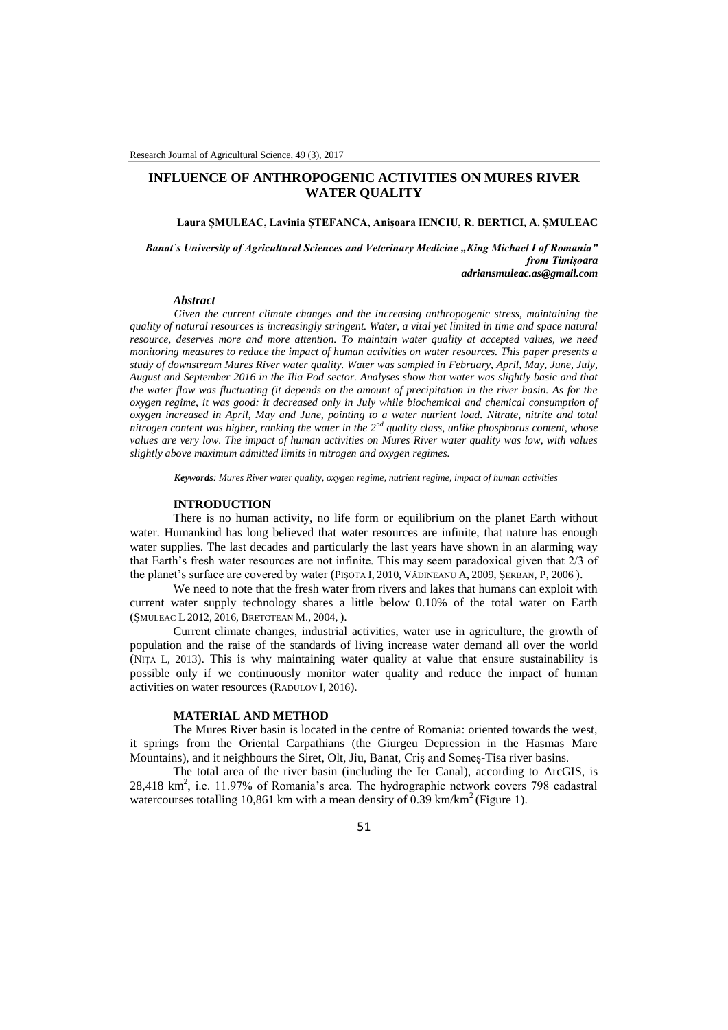# INFLUENCE OF ANTHROPOGENIC ACTIVITIES ON MURES RIVER WATER QUALITY

**Laura ŞMULEAC, Lavinia ŞTEFANCA, Anişoara IENCIU, R. BERTICI, A. ŞMULEAC**

***Banat`s University of Agricultural Sciences and Veterinary Medicine „King Michael I of Romania" from Timişoara***
***adriansmuleac.as@gmail.com***

### *Abstract*

*Given the current climate changes and the increasing anthropogenic stress, maintaining the quality of natural resources is increasingly stringent. Water, a vital yet limited in time and space natural resource, deserves more and more attention. To maintain water quality at accepted values, we need monitoring measures to reduce the impact of human activities on water resources. This paper presents a study of downstream Mures River water quality. Water was sampled in February, April, May, June, July, August and September 2016 in the Ilia Pod sector. Analyses show that water was slightly basic and that the water flow was fluctuating (it depends on the amount of precipitation in the river basin. As for the oxygen regime, it was good: it decreased only in July while biochemical and chemical consumption of oxygen increased in April, May and June, pointing to a water nutrient load. Nitrate, nitrite and total nitrogen content was higher, ranking the water in the 2nd quality class, unlike phosphorus content, whose values are very low. The impact of human activities on Mures River water quality was low, with values slightly above maximum admitted limits in nitrogen and oxygen regimes.*

***Keywords**: Mures River water quality, oxygen regime, nutrient regime, impact of human activities*

## INTRODUCTION

There is no human activity, no life form or equilibrium on the planet Earth without water. Humankind has long believed that water resources are infinite, that nature has enough water supplies. The last decades and particularly the last years have shown in an alarming way that Earth's fresh water resources are not infinite. This may seem paradoxical given that 2/3 of the planet's surface are covered by water (PIŞOTA I, 2010, VĂDINEANU A, 2009, ŞERBAN, P, 2006 ).

We need to note that the fresh water from rivers and lakes that humans can exploit with current water supply technology shares a little below 0.10% of the total water on Earth (ŞMULEAC L 2012, 2016, BRETOTEAN M., 2004, ).

Current climate changes, industrial activities, water use in agriculture, the growth of population and the raise of the standards of living increase water demand all over the world (NIŢĂ L, 2013). This is why maintaining water quality at value that ensure sustainability is possible only if we continuously monitor water quality and reduce the impact of human activities on water resources (RADULOV I, 2016).

## MATERIAL AND METHOD

The Mures River basin is located in the centre of Romania: oriented towards the west, it springs from the Oriental Carpathians (the Giurgeu Depression in the Hasmas Mare Mountains), and it neighbours the Siret, Olt, Jiu, Banat, Criş and Someş-Tisa river basins.

The total area of the river basin (including the Ier Canal), according to ArcGIS, is 28,418 $km^2$, i.e. 11.97% of Romania's area. The hydrographic network covers 798 cadastral watercourses totalling 10,861 km with a mean density of 0.39 $km/km^2$ (Figure 1).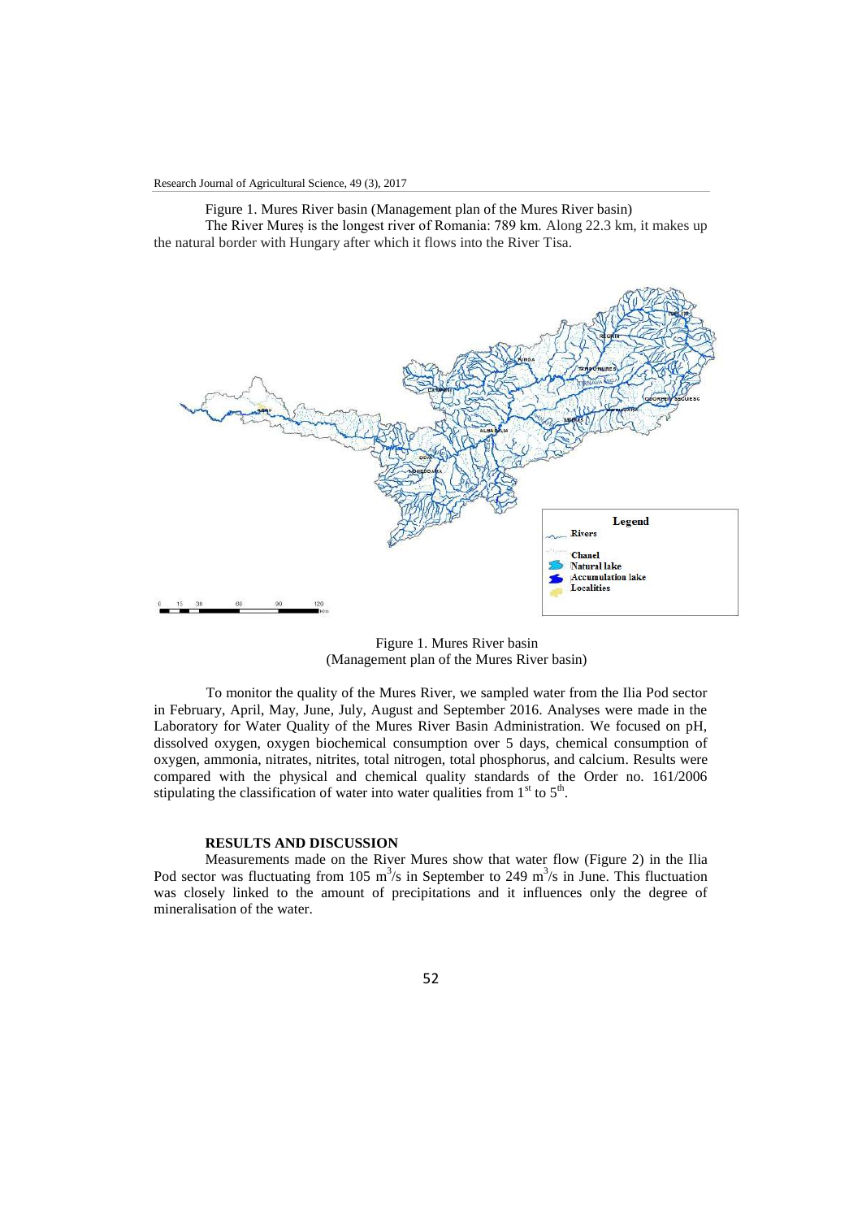Figure 1. Mures River basin (Management plan of the Mures River basin)

The River Mureș is the longest river of Romania: 789 km. Along 22.3 km, it makes up the natural border with Hungary after which it flows into the River Tisa.

Figure 1. Mures River basin
(Management plan of the Mures River basin)

To monitor the quality of the Mures River, we sampled water from the Ilia Pod sector in February, April, May, June, July, August and September 2016. Analyses were made in the Laboratory for Water Quality of the Mures River Basin Administration. We focused on pH, dissolved oxygen, oxygen biochemical consumption over 5 days, chemical consumption of oxygen, ammonia, nitrates, nitrites, total nitrogen, total phosphorus, and calcium. Results were compared with the physical and chemical quality standards of the Order no. 161/2006 stipulating the classification of water into water qualities from 1st to 5th.

## RESULTS AND DISCUSSION

Measurements made on the River Mures show that water flow (Figure 2) in the Ilia Pod sector was fluctuating from 105 $m^3/s$ in September to 249 $m^3/s$ in June. This fluctuation was closely linked to the amount of precipitations and it influences only the degree of mineralisation of the water.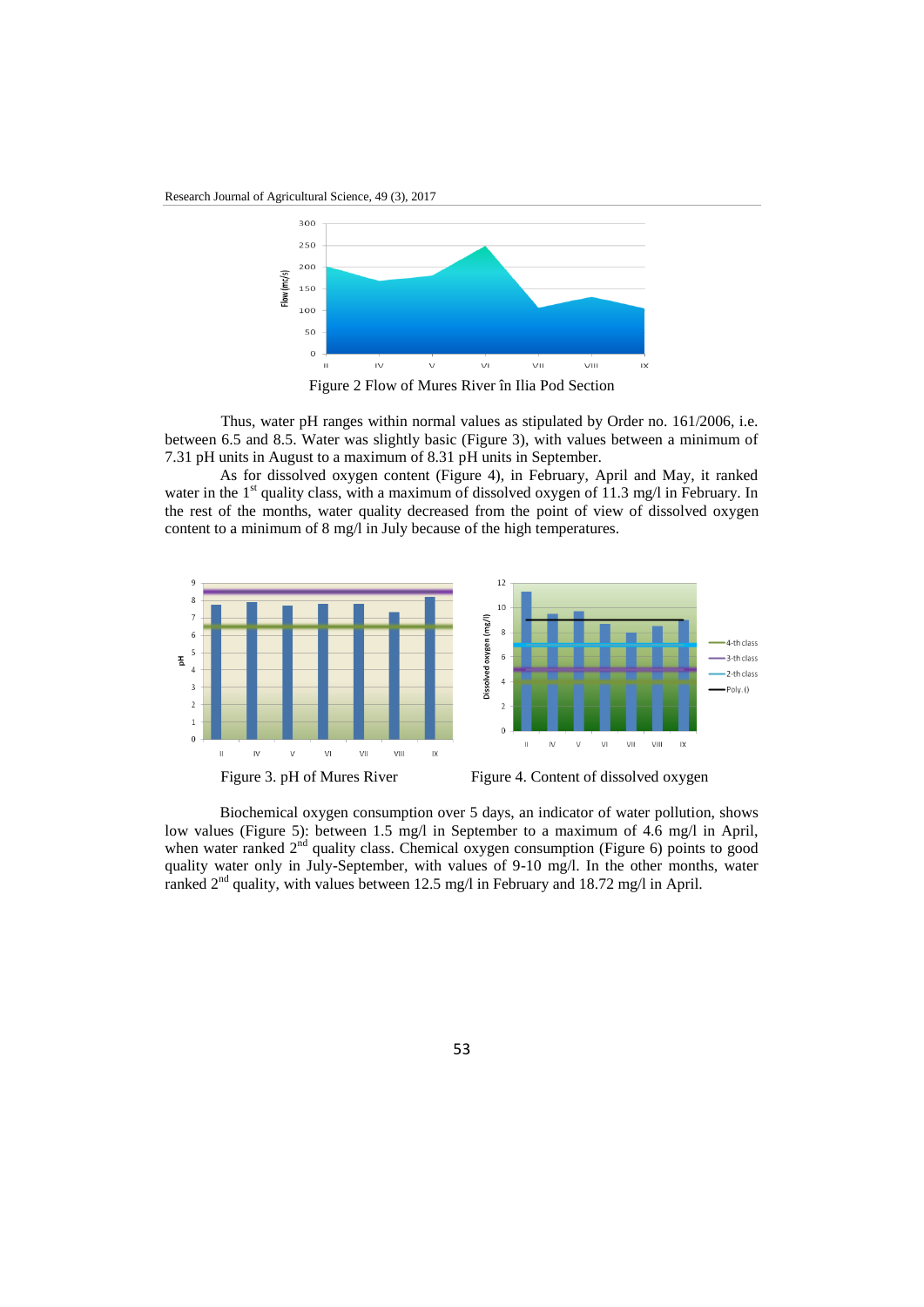Figure 2 Flow of Mures River în Ilia Pod Section

Thus, water pH ranges within normal values as stipulated by Order no. 161/2006, i.e. between 6.5 and 8.5. Water was slightly basic (Figure 3), with values between a minimum of 7.31 pH units in August to a maximum of 8.31 pH units in September.

As for dissolved oxygen content (Figure 4), in February, April and May, it ranked water in the 1st quality class, with a maximum of dissolved oxygen of 11.3 mg/l in February. In the rest of the months, water quality decreased from the point of view of dissolved oxygen content to a minimum of 8 mg/l in July because of the high temperatures.

Figure 3. pH of Mures River

Figure 4. Content of dissolved oxygen

Biochemical oxygen consumption over 5 days, an indicator of water pollution, shows low values (Figure 5): between 1.5 mg/l in September to a maximum of 4.6 mg/l in April, when water ranked 2nd quality class. Chemical oxygen consumption (Figure 6) points to good quality water only in July-September, with values of 9-10 mg/l. In the other months, water ranked 2nd quality, with values between 12.5 mg/l in February and 18.72 mg/l in April.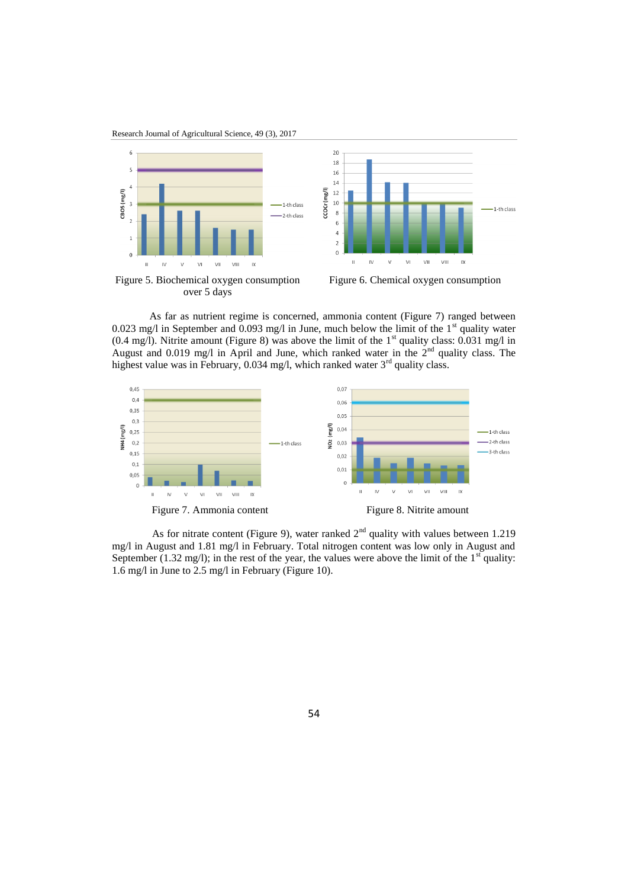Figure 5. Biochemical oxygen consumption over 5 days

Figure 6. Chemical oxygen consumption

As far as nutrient regime is concerned, ammonia content (Figure 7) ranged between 0.023 mg/l in September and 0.093 mg/l in June, much below the limit of the 1st quality water (0.4 mg/l). Nitrite amount (Figure 8) was above the limit of the 1st quality class: 0.031 mg/l in August and 0.019 mg/l in April and June, which ranked water in the 2nd quality class. The highest value was in February, 0.034 mg/l, which ranked water 3rd quality class.

Figure 7. Ammonia content

Figure 8. Nitrite amount

As for nitrate content (Figure 9), water ranked 2nd quality with values between 1.219 mg/l in August and 1.81 mg/l in February. Total nitrogen content was low only in August and September (1.32 mg/l); in the rest of the year, the values were above the limit of the 1st quality: 1.6 mg/l in June to 2.5 mg/l in February (Figure 10).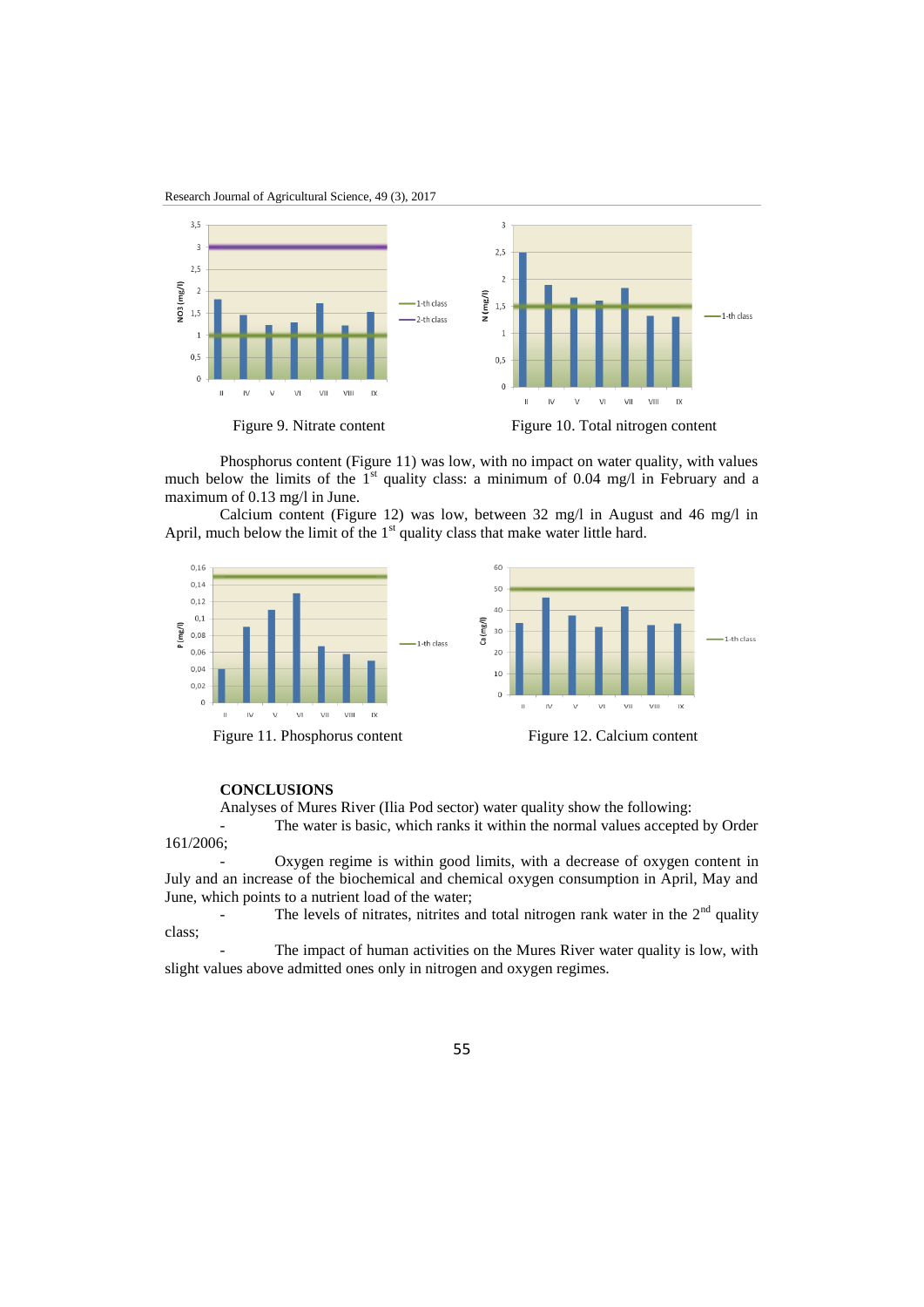Figure 9. Nitrate content

Figure 10. Total nitrogen content

Phosphorus content (Figure 11) was low, with no impact on water quality, with values much below the limits of the 1st quality class: a minimum of 0.04 mg/l in February and a maximum of 0.13 mg/l in June.

Calcium content (Figure 12) was low, between 32 mg/l in August and 46 mg/l in April, much below the limit of the 1st quality class that make water little hard.

Figure 11. Phosphorus content

Figure 12. Calcium content

## CONCLUSIONS

Analyses of Mures River (Ilia Pod sector) water quality show the following:

- The water is basic, which ranks it within the normal values accepted by Order 161/2006;
- Oxygen regime is within good limits, with a decrease of oxygen content in July and an increase of the biochemical and chemical oxygen consumption in April, May and June, which points to a nutrient load of the water;
- The levels of nitrates, nitrites and total nitrogen rank water in the 2nd quality class;
- The impact of human activities on the Mures River water quality is low, with slight values above admitted ones only in nitrogen and oxygen regimes.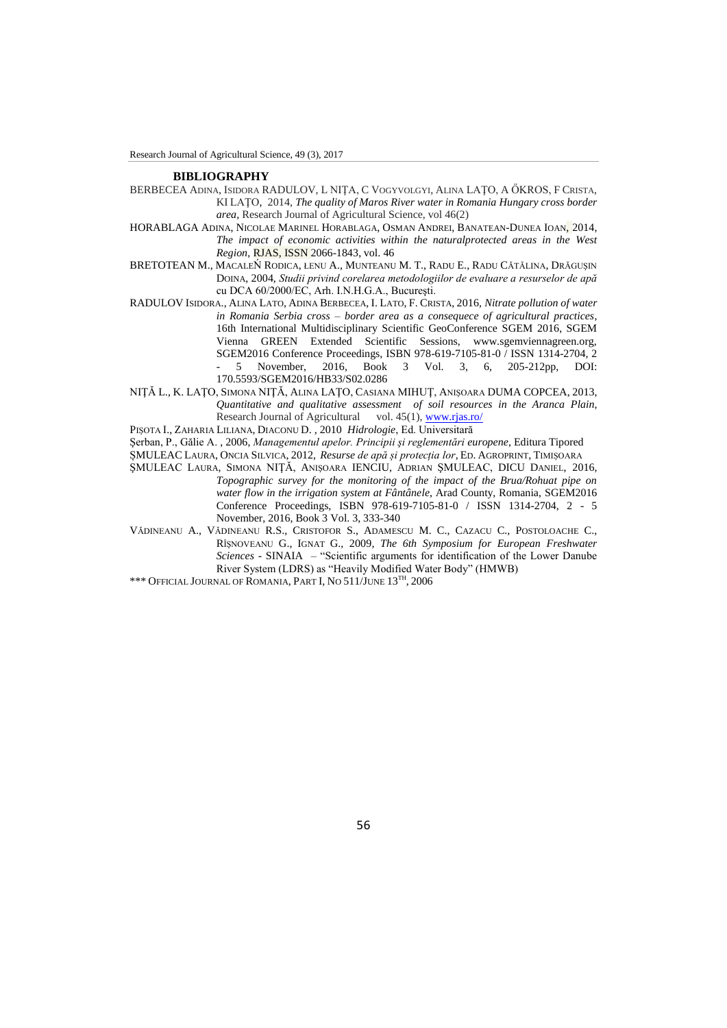## BIBLIOGRAPHY

BERBECEA ADINA, ISIDORA RADULOV, L NIȚA, C VOGYVOLGYI, ALINA LAŢO, A ŐKROS, F CRISTA, KI LAŢO, 2014, *The quality of Maros River water in Romania Hungary cross border area*, Research Journal of Agricultural Science, vol 46(2)

HORABLAGA ADINA, NICOLAE MARINEL HORABLAGA, OSMAN ANDREI, BANATEAN-DUNEA IOAN, 2014, *The impact of economic activities within the naturalprotected areas in the West Region*, RJAS, ISSN 2066-1843, vol. 46

BRETOTEAN M., MACALEȚ RODICA, ŁENU A., MUNTEANU M. T., RADU E., RADU CĂTĂLINA, DRĂGUȘIN DOINA, 2004, *Studii privind corelarea metodologiilor de evaluare a resurselor de apă* cu DCA 60/2000/EC, Arh. I.N.H.G.A., București.

RADULOV ISIDORA., ALINA LATO, ADINA BERBECEA, I. LATO, F. CRISTA, 2016, *Nitrate pollution of water in Romania Serbia cross – border area as a consequece of agricultural practices*, 16th International Multidisciplinary Scientific GeoConference SGEM 2016, SGEM Vienna GREEN Extended Scientific Sessions, www.sgemviennagreen.org, SGEM2016 Conference Proceedings, ISBN 978-619-7105-81-0 / ISSN 1314-2704, 2 - 5 November, 2016, Book 3 Vol. 3, 6, 205-212pp, DOI: 170.5593/SGEM2016/HB33/S02.0286

NIȚĂ L., K. LAŢO, SIMONA NIȚĂ, ALINA LAŢO, CASIANA MIHUȚ, ANIȘOARA DUMA COPCEA, 2013, *Quantitative and qualitative assessment of soil resources in the Aranca Plain*, Research Journal of Agricultural vol. 45(1), www.rjas.ro/

PIȘOTA I., ZAHARIA LILIANA, DIACONU D. , 2010 *Hidrologie*, Ed. Universitară

Şerban, P., Gălie A. , 2006, *Managementul apelor. Principii şi reglementări europene*, Editura Tipored

ȘMULEAC LAURA, ONCIA SILVICA, 2012, *Resurse de apă și protecția lor*, ED. AGROPRINT, TIMIȘOARA

ŞMULEAC LAURA, SIMONA NIȚĂ, ANIȘOARA IENCIU, ADRIAN ŞMULEAC, DICU DANIEL, 2016, *Topographic survey for the monitoring of the impact of the Brua/Rohuat pipe on water flow in the irrigation system at Fântânele*, Arad County, Romania, SGEM2016 Conference Proceedings, ISBN 978-619-7105-81-0 / ISSN 1314-2704, 2 - 5 November, 2016, Book 3 Vol. 3, 333-340

VĂDINEANU A., VĂDINEANU R.S., CRISTOFOR S., ADAMESCU M. C., CAZACU C., POSTOLOACHE C., RÎȘNOVEANU G., IGNAT G., 2009, *The 6th Symposium for European Freshwater Sciences* - SINAIA – "Scientific arguments for identification of the Lower Danube River System (LDRS) as "Heavily Modified Water Body" (HMWB)

*** OFFICIAL JOURNAL OF ROMANIA, PART I, NO 511/JUNE 13TH, 2006